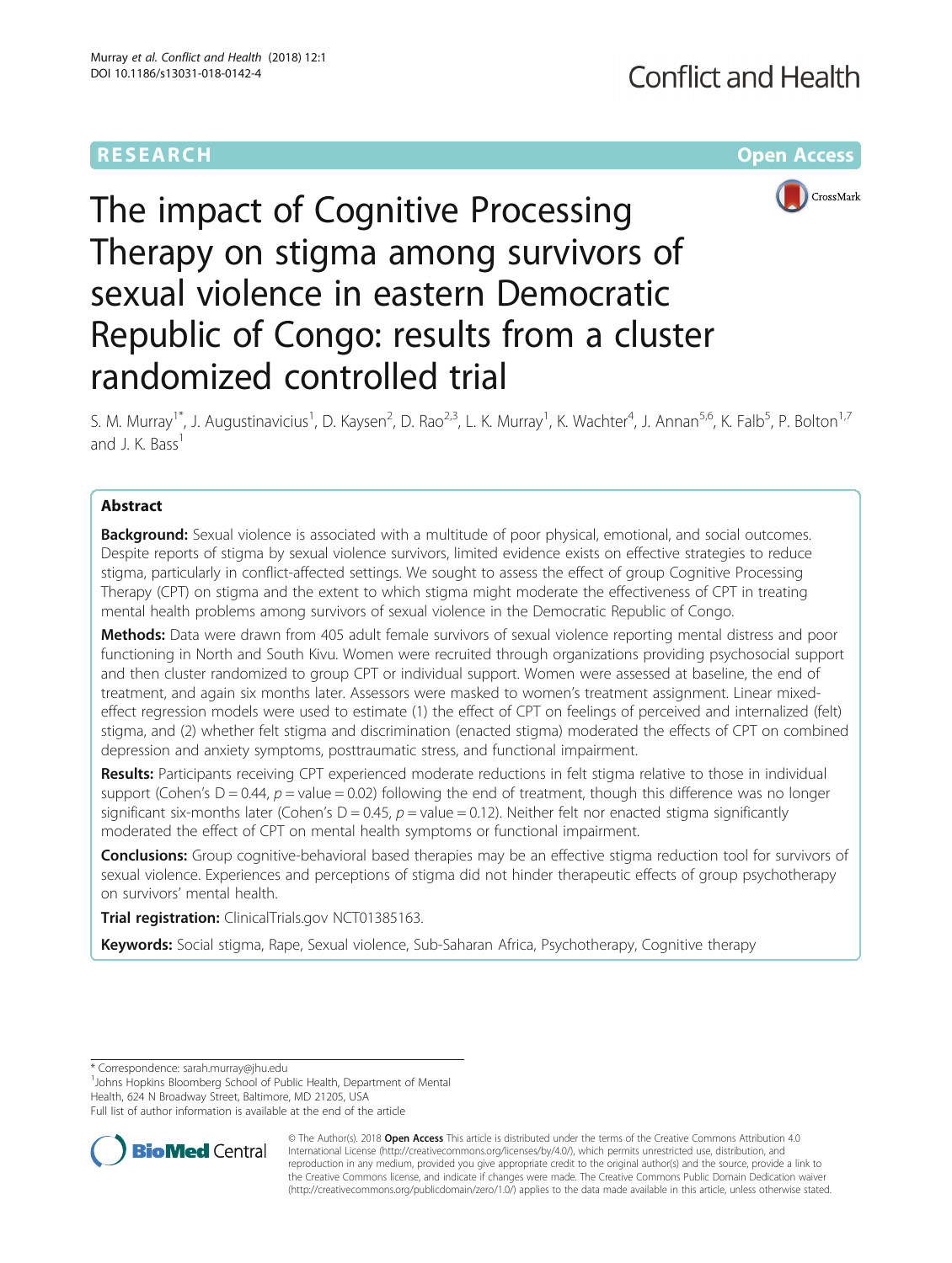RESEARCH Open Access

# The impact of Cognitive Processing Therapy on stigma among survivors of sexual violence in eastern Democratic Republic of Congo: results from a cluster randomized controlled trial

S. M. Murray[1*], J. Augustinavicius[1], D. Kaysen[2], D. Rao[2,3], L. K. Murray[1], K. Wachter[4], J. Annan[5,6], K. Falb[5], P. Bolton[1,7] and J. K. Bass[1]

## Abstract

**Background:** Sexual violence is associated with a multitude of poor physical, emotional, and social outcomes. Despite reports of stigma by sexual violence survivors, limited evidence exists on effective strategies to reduce stigma, particularly in conflict-affected settings. We sought to assess the effect of group Cognitive Processing Therapy (CPT) on stigma and the extent to which stigma might moderate the effectiveness of CPT in treating mental health problems among survivors of sexual violence in the Democratic Republic of Congo.

**Methods:** Data were drawn from 405 adult female survivors of sexual violence reporting mental distress and poor functioning in North and South Kivu. Women were recruited through organizations providing psychosocial support and then cluster randomized to group CPT or individual support. Women were assessed at baseline, the end of treatment, and again six months later. Assessors were masked to women's treatment assignment. Linear mixed-effect regression models were used to estimate (1) the effect of CPT on feelings of perceived and internalized (felt) stigma, and (2) whether felt stigma and discrimination (enacted stigma) moderated the effects of CPT on combined depression and anxiety symptoms, posttraumatic stress, and functional impairment.

**Results:** Participants receiving CPT experienced moderate reductions in felt stigma relative to those in individual support (Cohen's D = 0.44, $p$ = value = 0.02) following the end of treatment, though this difference was no longer significant six-months later (Cohen's D = 0.45, $p$ = value = 0.12). Neither felt nor enacted stigma significantly moderated the effect of CPT on mental health symptoms or functional impairment.

**Conclusions:** Group cognitive-behavioral based therapies may be an effective stigma reduction tool for survivors of sexual violence. Experiences and perceptions of stigma did not hinder therapeutic effects of group psychotherapy on survivors' mental health.

**Trial registration:** ClinicalTrials.gov NCT01385163.

**Keywords:** Social stigma, Rape, Sexual violence, Sub-Saharan Africa, Psychotherapy, Cognitive therapy

\* Correspondence: sarah.murray@jhu.edu

[1]Johns Hopkins Bloomberg School of Public Health, Department of Mental Health, 624 N Broadway Street, Baltimore, MD 21205, USA

Full list of author information is available at the end of the article

© The Author(s). 2018 **Open Access** This article is distributed under the terms of the Creative Commons Attribution 4.0 International License (http://creativecommons.org/licenses/by/4.0/), which permits unrestricted use, distribution, and reproduction in any medium, provided you give appropriate credit to the original author(s) and the source, provide a link to the Creative Commons license, and indicate if changes were made. The Creative Commons Public Domain Dedication waiver (http://creativecommons.org/publicdomain/zero/1.0/) applies to the data made available in this article, unless otherwise stated.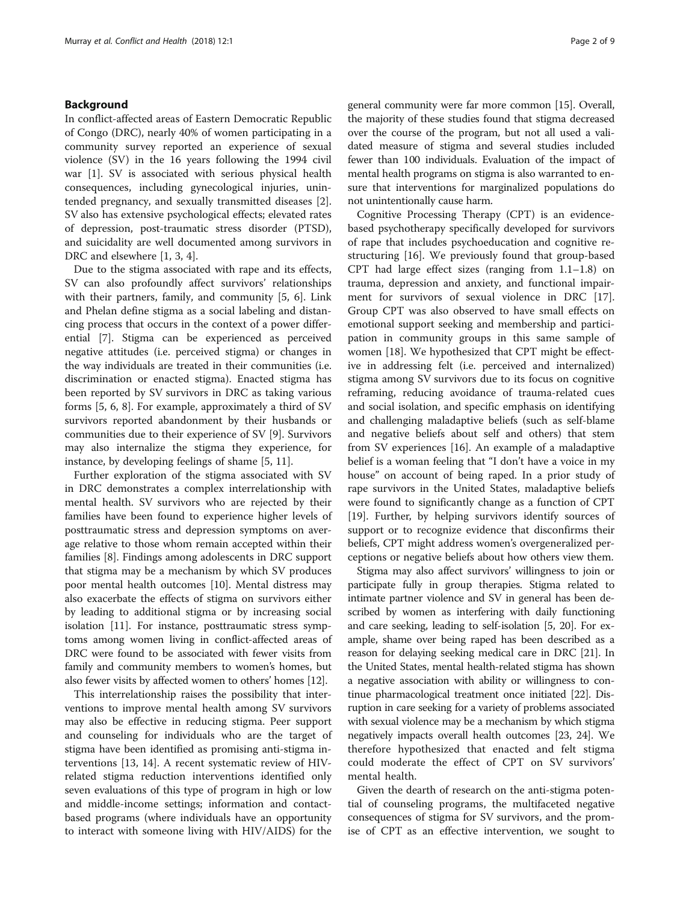## Background

In conflict-affected areas of Eastern Democratic Republic of Congo (DRC), nearly 40% of women participating in a community survey reported an experience of sexual violence (SV) in the 16 years following the 1994 civil war [1]. SV is associated with serious physical health consequences, including gynecological injuries, unintended pregnancy, and sexually transmitted diseases [2]. SV also has extensive psychological effects; elevated rates of depression, post-traumatic stress disorder (PTSD), and suicidality are well documented among survivors in DRC and elsewhere [1, 3, 4].

Due to the stigma associated with rape and its effects, SV can also profoundly affect survivors' relationships with their partners, family, and community [5, 6]. Link and Phelan define stigma as a social labeling and distancing process that occurs in the context of a power differential [7]. Stigma can be experienced as perceived negative attitudes (i.e. perceived stigma) or changes in the way individuals are treated in their communities (i.e. discrimination or enacted stigma). Enacted stigma has been reported by SV survivors in DRC as taking various forms [5, 6, 8]. For example, approximately a third of SV survivors reported abandonment by their husbands or communities due to their experience of SV [9]. Survivors may also internalize the stigma they experience, for instance, by developing feelings of shame [5, 11].

Further exploration of the stigma associated with SV in DRC demonstrates a complex interrelationship with mental health. SV survivors who are rejected by their families have been found to experience higher levels of posttraumatic stress and depression symptoms on average relative to those whom remain accepted within their families [8]. Findings among adolescents in DRC support that stigma may be a mechanism by which SV produces poor mental health outcomes [10]. Mental distress may also exacerbate the effects of stigma on survivors either by leading to additional stigma or by increasing social isolation [11]. For instance, posttraumatic stress symptoms among women living in conflict-affected areas of DRC were found to be associated with fewer visits from family and community members to women's homes, but also fewer visits by affected women to others' homes [12].

This interrelationship raises the possibility that interventions to improve mental health among SV survivors may also be effective in reducing stigma. Peer support and counseling for individuals who are the target of stigma have been identified as promising anti-stigma interventions [13, 14]. A recent systematic review of HIV-related stigma reduction interventions identified only seven evaluations of this type of program in high or low and middle-income settings; information and contact-based programs (where individuals have an opportunity to interact with someone living with HIV/AIDS) for the general community were far more common [15]. Overall, the majority of these studies found that stigma decreased over the course of the program, but not all used a validated measure of stigma and several studies included fewer than 100 individuals. Evaluation of the impact of mental health programs on stigma is also warranted to ensure that interventions for marginalized populations do not unintentionally cause harm.

Cognitive Processing Therapy (CPT) is an evidence-based psychotherapy specifically developed for survivors of rape that includes psychoeducation and cognitive restructuring [16]. We previously found that group-based CPT had large effect sizes (ranging from 1.1–1.8) on trauma, depression and anxiety, and functional impairment for survivors of sexual violence in DRC [17]. Group CPT was also observed to have small effects on emotional support seeking and membership and participation in community groups in this same sample of women [18]. We hypothesized that CPT might be effective in addressing felt (i.e. perceived and internalized) stigma among SV survivors due to its focus on cognitive reframing, reducing avoidance of trauma-related cues and social isolation, and specific emphasis on identifying and challenging maladaptive beliefs (such as self-blame and negative beliefs about self and others) that stem from SV experiences [16]. An example of a maladaptive belief is a woman feeling that "I don't have a voice in my house" on account of being raped. In a prior study of rape survivors in the United States, maladaptive beliefs were found to significantly change as a function of CPT [19]. Further, by helping survivors identify sources of support or to recognize evidence that disconfirms their beliefs, CPT might address women's overgeneralized perceptions or negative beliefs about how others view them.

Stigma may also affect survivors' willingness to join or participate fully in group therapies. Stigma related to intimate partner violence and SV in general has been described by women as interfering with daily functioning and care seeking, leading to self-isolation [5, 20]. For example, shame over being raped has been described as a reason for delaying seeking medical care in DRC [21]. In the United States, mental health-related stigma has shown a negative association with ability or willingness to continue pharmacological treatment once initiated [22]. Disruption in care seeking for a variety of problems associated with sexual violence may be a mechanism by which stigma negatively impacts overall health outcomes [23, 24]. We therefore hypothesized that enacted and felt stigma could moderate the effect of CPT on SV survivors' mental health.

Given the dearth of research on the anti-stigma potential of counseling programs, the multifaceted negative consequences of stigma for SV survivors, and the promise of CPT as an effective intervention, we sought to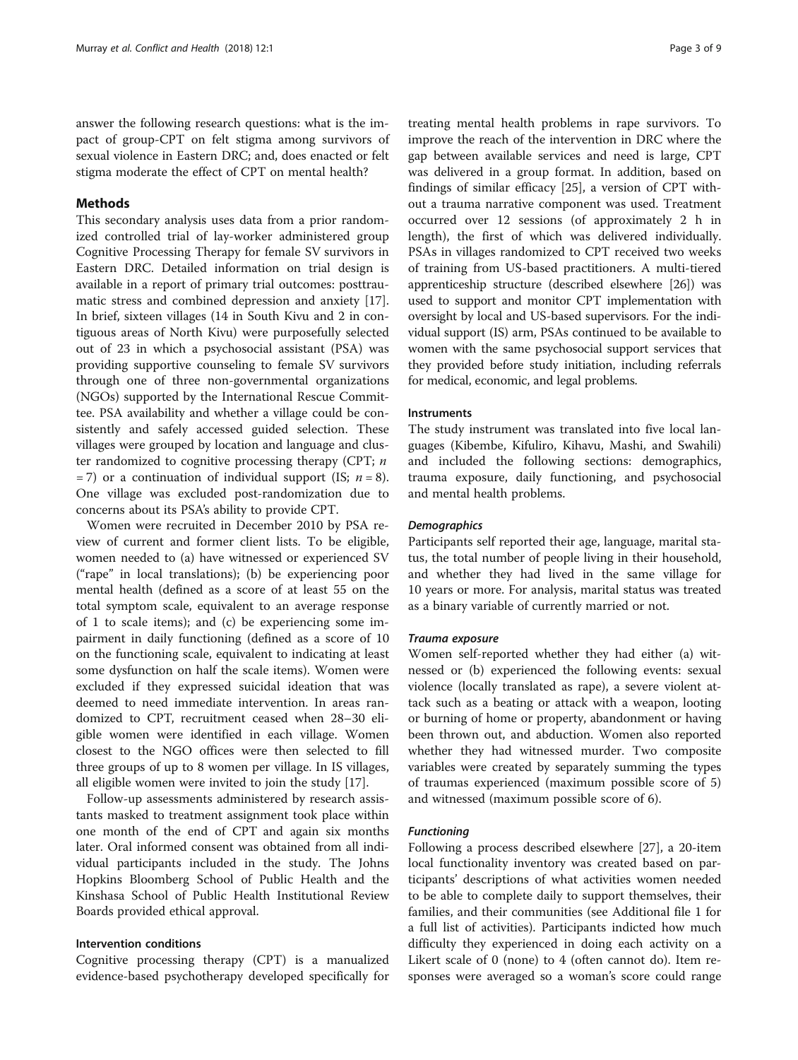answer the following research questions: what is the impact of group-CPT on felt stigma among survivors of sexual violence in Eastern DRC; and, does enacted or felt stigma moderate the effect of CPT on mental health?

## Methods

This secondary analysis uses data from a prior randomized controlled trial of lay-worker administered group Cognitive Processing Therapy for female SV survivors in Eastern DRC. Detailed information on trial design is available in a report of primary trial outcomes: posttraumatic stress and combined depression and anxiety [17]. In brief, sixteen villages (14 in South Kivu and 2 in contiguous areas of North Kivu) were purposefully selected out of 23 in which a psychosocial assistant (PSA) was providing supportive counseling to female SV survivors through one of three non-governmental organizations (NGOs) supported by the International Rescue Committee. PSA availability and whether a village could be consistently and safely accessed guided selection. These villages were grouped by location and language and cluster randomized to cognitive processing therapy (CPT; $n = 7$) or a continuation of individual support (IS; $n = 8$). One village was excluded post-randomization due to concerns about its PSA's ability to provide CPT.

Women were recruited in December 2010 by PSA review of current and former client lists. To be eligible, women needed to (a) have witnessed or experienced SV ("rape" in local translations); (b) be experiencing poor mental health (defined as a score of at least 55 on the total symptom scale, equivalent to an average response of 1 to scale items); and (c) be experiencing some impairment in daily functioning (defined as a score of 10 on the functioning scale, equivalent to indicating at least some dysfunction on half the scale items). Women were excluded if they expressed suicidal ideation that was deemed to need immediate intervention. In areas randomized to CPT, recruitment ceased when 28–30 eligible women were identified in each village. Women closest to the NGO offices were then selected to fill three groups of up to 8 women per village. In IS villages, all eligible women were invited to join the study [17].

Follow-up assessments administered by research assistants masked to treatment assignment took place within one month of the end of CPT and again six months later. Oral informed consent was obtained from all individual participants included in the study. The Johns Hopkins Bloomberg School of Public Health and the Kinshasa School of Public Health Institutional Review Boards provided ethical approval.

### Intervention conditions

Cognitive processing therapy (CPT) is a manualized evidence-based psychotherapy developed specifically for treating mental health problems in rape survivors. To improve the reach of the intervention in DRC where the gap between available services and need is large, CPT was delivered in a group format. In addition, based on findings of similar efficacy [25], a version of CPT without a trauma narrative component was used. Treatment occurred over 12 sessions (of approximately 2 h in length), the first of which was delivered individually. PSAs in villages randomized to CPT received two weeks of training from US-based practitioners. A multi-tiered apprenticeship structure (described elsewhere [26]) was used to support and monitor CPT implementation with oversight by local and US-based supervisors. For the individual support (IS) arm, PSAs continued to be available to women with the same psychosocial support services that they provided before study initiation, including referrals for medical, economic, and legal problems.

### Instruments

The study instrument was translated into five local languages (Kibembe, Kifuliro, Kihavu, Mashi, and Swahili) and included the following sections: demographics, trauma exposure, daily functioning, and psychosocial and mental health problems.

#### *Demographics*

Participants self reported their age, language, marital status, the total number of people living in their household, and whether they had lived in the same village for 10 years or more. For analysis, marital status was treated as a binary variable of currently married or not.

#### *Trauma exposure*

Women self-reported whether they had either (a) witnessed or (b) experienced the following events: sexual violence (locally translated as rape), a severe violent attack such as a beating or attack with a weapon, looting or burning of home or property, abandonment or having been thrown out, and abduction. Women also reported whether they had witnessed murder. Two composite variables were created by separately summing the types of traumas experienced (maximum possible score of 5) and witnessed (maximum possible score of 6).

#### *Functioning*

Following a process described elsewhere [27], a 20-item local functionality inventory was created based on participants' descriptions of what activities women needed to be able to complete daily to support themselves, their families, and their communities (see Additional file 1 for a full list of activities). Participants indicted how much difficulty they experienced in doing each activity on a Likert scale of 0 (none) to 4 (often cannot do). Item responses were averaged so a woman's score could range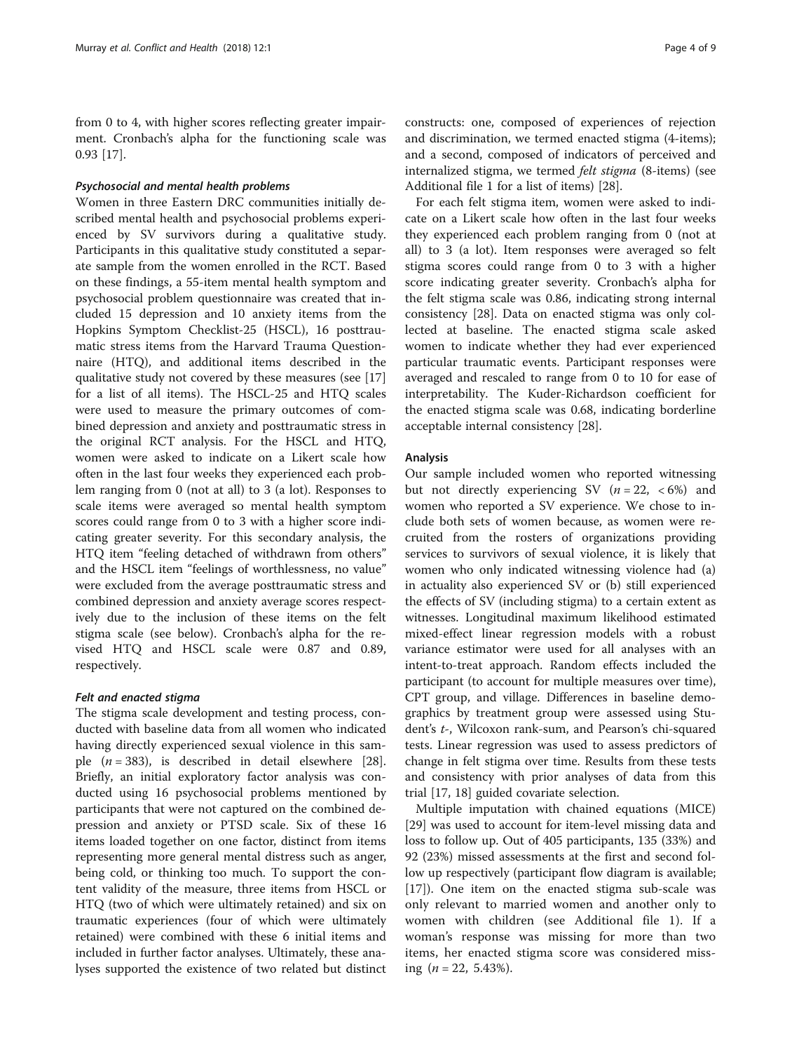from 0 to 4, with higher scores reflecting greater impairment. Cronbach's alpha for the functioning scale was 0.93 [17].

#### *Psychosocial and mental health problems*

Women in three Eastern DRC communities initially described mental health and psychosocial problems experienced by SV survivors during a qualitative study. Participants in this qualitative study constituted a separate sample from the women enrolled in the RCT. Based on these findings, a 55-item mental health symptom and psychosocial problem questionnaire was created that included 15 depression and 10 anxiety items from the Hopkins Symptom Checklist-25 (HSCL), 16 posttraumatic stress items from the Harvard Trauma Questionnaire (HTQ), and additional items described in the qualitative study not covered by these measures (see [17] for a list of all items). The HSCL-25 and HTQ scales were used to measure the primary outcomes of combined depression and anxiety and posttraumatic stress in the original RCT analysis. For the HSCL and HTQ, women were asked to indicate on a Likert scale how often in the last four weeks they experienced each problem ranging from 0 (not at all) to 3 (a lot). Responses to scale items were averaged so mental health symptom scores could range from 0 to 3 with a higher score indicating greater severity. For this secondary analysis, the HTQ item "feeling detached of withdrawn from others" and the HSCL item "feelings of worthlessness, no value" were excluded from the average posttraumatic stress and combined depression and anxiety average scores respectively due to the inclusion of these items on the felt stigma scale (see below). Cronbach's alpha for the revised HTQ and HSCL scale were 0.87 and 0.89, respectively.

#### *Felt and enacted stigma*

The stigma scale development and testing process, conducted with baseline data from all women who indicated having directly experienced sexual violence in this sample ($n = 383$), is described in detail elsewhere [28]. Briefly, an initial exploratory factor analysis was conducted using 16 psychosocial problems mentioned by participants that were not captured on the combined depression and anxiety or PTSD scale. Six of these 16 items loaded together on one factor, distinct from items representing more general mental distress such as anger, being cold, or thinking too much. To support the content validity of the measure, three items from HSCL or HTQ (two of which were ultimately retained) and six on traumatic experiences (four of which were ultimately retained) were combined with these 6 initial items and included in further factor analyses. Ultimately, these analyses supported the existence of two related but distinct constructs: one, composed of experiences of rejection and discrimination, we termed enacted stigma (4-items); and a second, composed of indicators of perceived and internalized stigma, we termed *felt stigma* (8-items) (see Additional file 1 for a list of items) [28].

For each felt stigma item, women were asked to indicate on a Likert scale how often in the last four weeks they experienced each problem ranging from 0 (not at all) to 3 (a lot). Item responses were averaged so felt stigma scores could range from 0 to 3 with a higher score indicating greater severity. Cronbach's alpha for the felt stigma scale was 0.86, indicating strong internal consistency [28]. Data on enacted stigma was only collected at baseline. The enacted stigma scale asked women to indicate whether they had ever experienced particular traumatic events. Participant responses were averaged and rescaled to range from 0 to 10 for ease of interpretability. The Kuder-Richardson coefficient for the enacted stigma scale was 0.68, indicating borderline acceptable internal consistency [28].

### Analysis

Our sample included women who reported witnessing but not directly experiencing SV ($n = 22$, $< 6\%$) and women who reported a SV experience. We chose to include both sets of women because, as women were recruited from the rosters of organizations providing services to survivors of sexual violence, it is likely that women who only indicated witnessing violence had (a) in actuality also experienced SV or (b) still experienced the effects of SV (including stigma) to a certain extent as witnesses. Longitudinal maximum likelihood estimated mixed-effect linear regression models with a robust variance estimator were used for all analyses with an intent-to-treat approach. Random effects included the participant (to account for multiple measures over time), CPT group, and village. Differences in baseline demographics by treatment group were assessed using Student's *t*-, Wilcoxon rank-sum, and Pearson's chi-squared tests. Linear regression was used to assess predictors of change in felt stigma over time. Results from these tests and consistency with prior analyses of data from this trial [17, 18] guided covariate selection.

Multiple imputation with chained equations (MICE) [29] was used to account for item-level missing data and loss to follow up. Out of 405 participants, 135 (33%) and 92 (23%) missed assessments at the first and second follow up respectively (participant flow diagram is available; [17]). One item on the enacted stigma sub-scale was only relevant to married women and another only to women with children (see Additional file 1). If a woman's response was missing for more than two items, her enacted stigma score was considered missing ($n = 22$, 5.43%).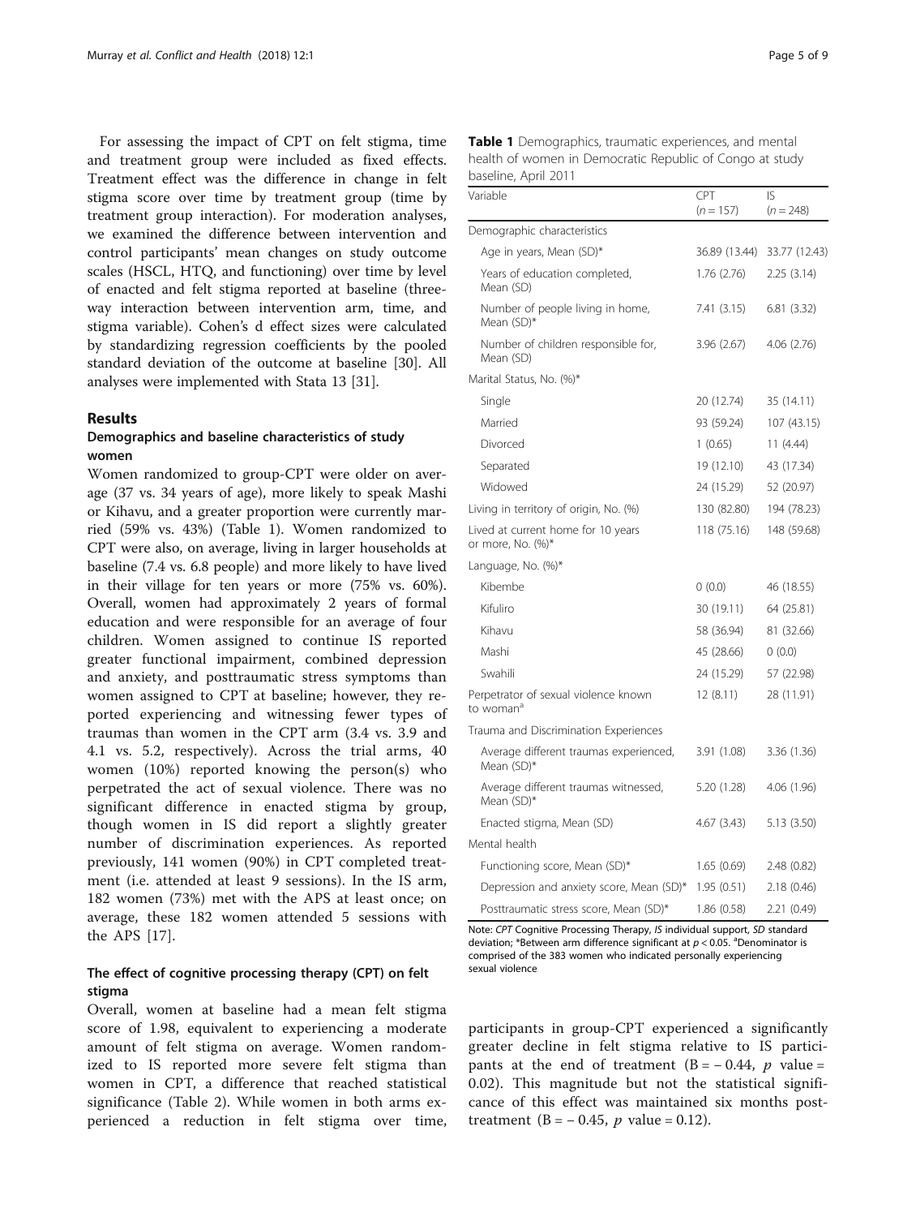For assessing the impact of CPT on felt stigma, time and treatment group were included as fixed effects. Treatment effect was the difference in change in felt stigma score over time by treatment group (time by treatment group interaction). For moderation analyses, we examined the difference between intervention and control participants' mean changes on study outcome scales (HSCL, HTQ, and functioning) over time by level of enacted and felt stigma reported at baseline (three-way interaction between intervention arm, time, and stigma variable). Cohen's d effect sizes were calculated by standardizing regression coefficients by the pooled standard deviation of the outcome at baseline [30]. All analyses were implemented with Stata 13 [31].

## Results

### Demographics and baseline characteristics of study women

Women randomized to group-CPT were older on average (37 vs. 34 years of age), more likely to speak Mashi or Kihavu, and a greater proportion were currently married (59% vs. 43%) (Table 1). Women randomized to CPT were also, on average, living in larger households at baseline (7.4 vs. 6.8 people) and more likely to have lived in their village for ten years or more (75% vs. 60%). Overall, women had approximately 2 years of formal education and were responsible for an average of four children. Women assigned to continue IS reported greater functional impairment, combined depression and anxiety, and posttraumatic stress symptoms than women assigned to CPT at baseline; however, they reported experiencing and witnessing fewer types of traumas than women in the CPT arm (3.4 vs. 3.9 and 4.1 vs. 5.2, respectively). Across the trial arms, 40 women (10%) reported knowing the person(s) who perpetrated the act of sexual violence. There was no significant difference in enacted stigma by group, though women in IS did report a slightly greater number of discrimination experiences. As reported previously, 141 women (90%) in CPT completed treatment (i.e. attended at least 9 sessions). In the IS arm, 182 women (73%) met with the APS at least once; on average, these 182 women attended 5 sessions with the APS [17].

**Table 1** Demographics, traumatic experiences, and mental health of women in Democratic Republic of Congo at study baseline, April 2011

| Variable | CPT ($n = 157$) | IS ($n = 248$) |
|---|---|---|
| Demographic characteristics | | |
| Age in years, Mean (SD)* | 36.89 (13.44) | 33.77 (12.43) |
| Years of education completed, Mean (SD) | 1.76 (2.76) | 2.25 (3.14) |
| Number of people living in home, Mean (SD)* | 7.41 (3.15) | 6.81 (3.32) |
| Number of children responsible for, Mean (SD) | 3.96 (2.67) | 4.06 (2.76) |
| Marital Status, No. (%)* | | |
| Single | 20 (12.74) | 35 (14.11) |
| Married | 93 (59.24) | 107 (43.15) |
| Divorced | 1 (0.65) | 11 (4.44) |
| Separated | 19 (12.10) | 43 (17.34) |
| Widowed | 24 (15.29) | 52 (20.97) |
| Living in territory of origin, No. (%) | 130 (82.80) | 194 (78.23) |
| Lived at current home for 10 years or more, No. (%)* | 118 (75.16) | 148 (59.68) |
| Language, No. (%)* | | |
| Kibembe | 0 (0.0) | 46 (18.55) |
| Kifuliro | 30 (19.11) | 64 (25.81) |
| Kihavu | 58 (36.94) | 81 (32.66) |
| Mashi | 45 (28.66) | 0 (0.0) |
| Swahili | 24 (15.29) | 57 (22.98) |
| Perpetrator of sexual violence known to woman[a] | 12 (8.11) | 28 (11.91) |
| Trauma and Discrimination Experiences | | |
| Average different traumas experienced, Mean (SD)* | 3.91 (1.08) | 3.36 (1.36) |
| Average different traumas witnessed, Mean (SD)* | 5.20 (1.28) | 4.06 (1.96) |
| Enacted stigma, Mean (SD) | 4.67 (3.43) | 5.13 (3.50) |
| Mental health | | |
| Functioning score, Mean (SD)* | 1.65 (0.69) | 2.48 (0.82) |
| Depression and anxiety score, Mean (SD)* | 1.95 (0.51) | 2.18 (0.46) |
| Posttraumatic stress score, Mean (SD)* | 1.86 (0.58) | 2.21 (0.49) |

Note: *CPT* Cognitive Processing Therapy, *IS* individual support, *SD* standard deviation; *Between arm difference significant at $p < 0.05$. [a]Denominator is comprised of the 383 women who indicated personally experiencing sexual violence

### The effect of cognitive processing therapy (CPT) on felt stigma

Overall, women at baseline had a mean felt stigma score of 1.98, equivalent to experiencing a moderate amount of felt stigma on average. Women randomized to IS reported more severe felt stigma than women in CPT, a difference that reached statistical significance (Table 2). While women in both arms experienced a reduction in felt stigma over time, participants in group-CPT experienced a significantly greater decline in felt stigma relative to IS participants at the end of treatment ($B = -0.44$, $p$ value = 0.02). This magnitude but not the statistical significance of this effect was maintained six months post-treatment ($B = -0.45$, $p$ value = 0.12).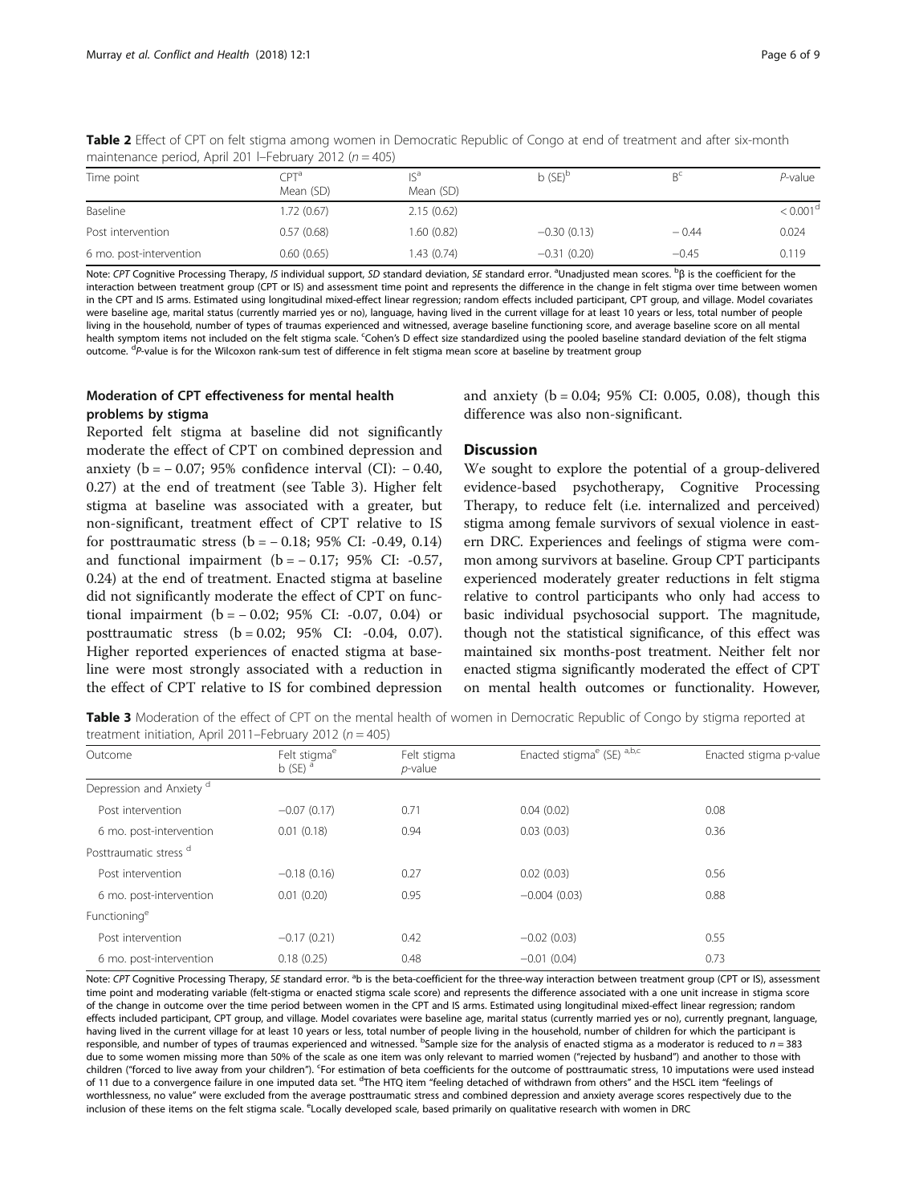**Table 2** Effect of CPT on felt stigma among women in Democratic Republic of Congo at end of treatment and after six-month maintenance period, April 201 l–February 2012 ($n = 405$)

| Time point | CPT[a] Mean (SD) | IS[a] Mean (SD) | b (SE)[b] | B[c] | *P*-value |
|---|---|---|---|---|---|
| Baseline | 1.72 (0.67) | 2.15 (0.62) | | | < 0.001[d] |
| Post intervention | 0.57 (0.68) | 1.60 (0.82) | −0.30 (0.13) | − 0.44 | 0.024 |
| 6 mo. post-intervention | 0.60 (0.65) | 1.43 (0.74) | −0.31 (0.20) | −0.45 | 0.119 |

Note: *CPT* Cognitive Processing Therapy, *IS* individual support, *SD* standard deviation, *SE* standard error. [a]Unadjusted mean scores. [b]β is the coefficient for the interaction between treatment group (CPT or IS) and assessment time point and represents the difference in the change in felt stigma over time between women in the CPT and IS arms. Estimated using longitudinal mixed-effect linear regression; random effects included participant, CPT group, and village. Model covariates were baseline age, marital status (currently married yes or no), language, having lived in the current village for at least 10 years or less, total number of people living in the household, number of types of traumas experienced and witnessed, average baseline functioning score, and average baseline score on all mental health symptom items not included on the felt stigma scale. [c]Cohen's D effect size standardized using the pooled baseline standard deviation of the felt stigma outcome. [d]*P*-value is for the Wilcoxon rank-sum test of difference in felt stigma mean score at baseline by treatment group

### Moderation of CPT effectiveness for mental health problems by stigma

Reported felt stigma at baseline did not significantly moderate the effect of CPT on combined depression and anxiety (b = − 0.07; 95% confidence interval (CI): − 0.40, 0.27) at the end of treatment (see Table 3). Higher felt stigma at baseline was associated with a greater, but non-significant, treatment effect of CPT relative to IS for posttraumatic stress (b = − 0.18; 95% CI: -0.49, 0.14) and functional impairment (b = − 0.17; 95% CI: -0.57, 0.24) at the end of treatment. Enacted stigma at baseline did not significantly moderate the effect of CPT on functional impairment (b = − 0.02; 95% CI: -0.07, 0.04) or posttraumatic stress (b = 0.02; 95% CI: -0.04, 0.07). Higher reported experiences of enacted stigma at baseline were most strongly associated with a reduction in the effect of CPT relative to IS for combined depression and anxiety (b = 0.04; 95% CI: 0.005, 0.08), though this difference was also non-significant.

## Discussion

We sought to explore the potential of a group-delivered evidence-based psychotherapy, Cognitive Processing Therapy, to reduce felt (i.e. internalized and perceived) stigma among female survivors of sexual violence in eastern DRC. Experiences and feelings of stigma were common among survivors at baseline. Group CPT participants experienced moderately greater reductions in felt stigma relative to control participants who only had access to basic individual psychosocial support. The magnitude, though not the statistical significance, of this effect was maintained six months-post treatment. Neither felt nor enacted stigma significantly moderated the effect of CPT on mental health outcomes or functionality. However,

**Table 3** Moderation of the effect of CPT on the mental health of women in Democratic Republic of Congo by stigma reported at treatment initiation, April 2011–February 2012 ($n = 405$)

| Outcome | Felt stigma[e] b (SE) [a] | Felt stigma *p*-value | Enacted stigma[e] (SE) [a,b,c] | Enacted stigma p-value |
|---|---|---|---|---|
| Depression and Anxiety [d] | | | | |
| Post intervention | −0.07 (0.17) | 0.71 | 0.04 (0.02) | 0.08 |
| 6 mo. post-intervention | 0.01 (0.18) | 0.94 | 0.03 (0.03) | 0.36 |
| Posttraumatic stress [d] | | | | |
| Post intervention | −0.18 (0.16) | 0.27 | 0.02 (0.03) | 0.56 |
| 6 mo. post-intervention | 0.01 (0.20) | 0.95 | −0.004 (0.03) | 0.88 |
| Functioning[e] | | | | |
| Post intervention | −0.17 (0.21) | 0.42 | −0.02 (0.03) | 0.55 |
| 6 mo. post-intervention | 0.18 (0.25) | 0.48 | −0.01 (0.04) | 0.73 |

Note: *CPT* Cognitive Processing Therapy, *SE* standard error. [a]b is the beta-coefficient for the three-way interaction between treatment group (CPT or IS), assessment time point and moderating variable (felt-stigma or enacted stigma scale score) and represents the difference associated with a one unit increase in stigma score of the change in outcome over the time period between women in the CPT and IS arms. Estimated using longitudinal mixed-effect linear regression; random effects included participant, CPT group, and village. Model covariates were baseline age, marital status (currently married yes or no), currently pregnant, language, having lived in the current village for at least 10 years or less, total number of people living in the household, number of children for which the participant is responsible, and number of types of traumas experienced and witnessed. [b]Sample size for the analysis of enacted stigma as a moderator is reduced to $n = 383$ due to some women missing more than 50% of the scale as one item was only relevant to married women ("rejected by husband") and another to those with children ("forced to live away from your children"). [c]For estimation of beta coefficients for the outcome of posttraumatic stress, 10 imputations were used instead of 11 due to a convergence failure in one imputed data set. [d]The HTQ item "feeling detached of withdrawn from others" and the HSCL item "feelings of worthlessness, no value" were excluded from the average posttraumatic stress and combined depression and anxiety average scores respectively due to the inclusion of these items on the felt stigma scale. [e]Locally developed scale, based primarily on qualitative research with women in DRC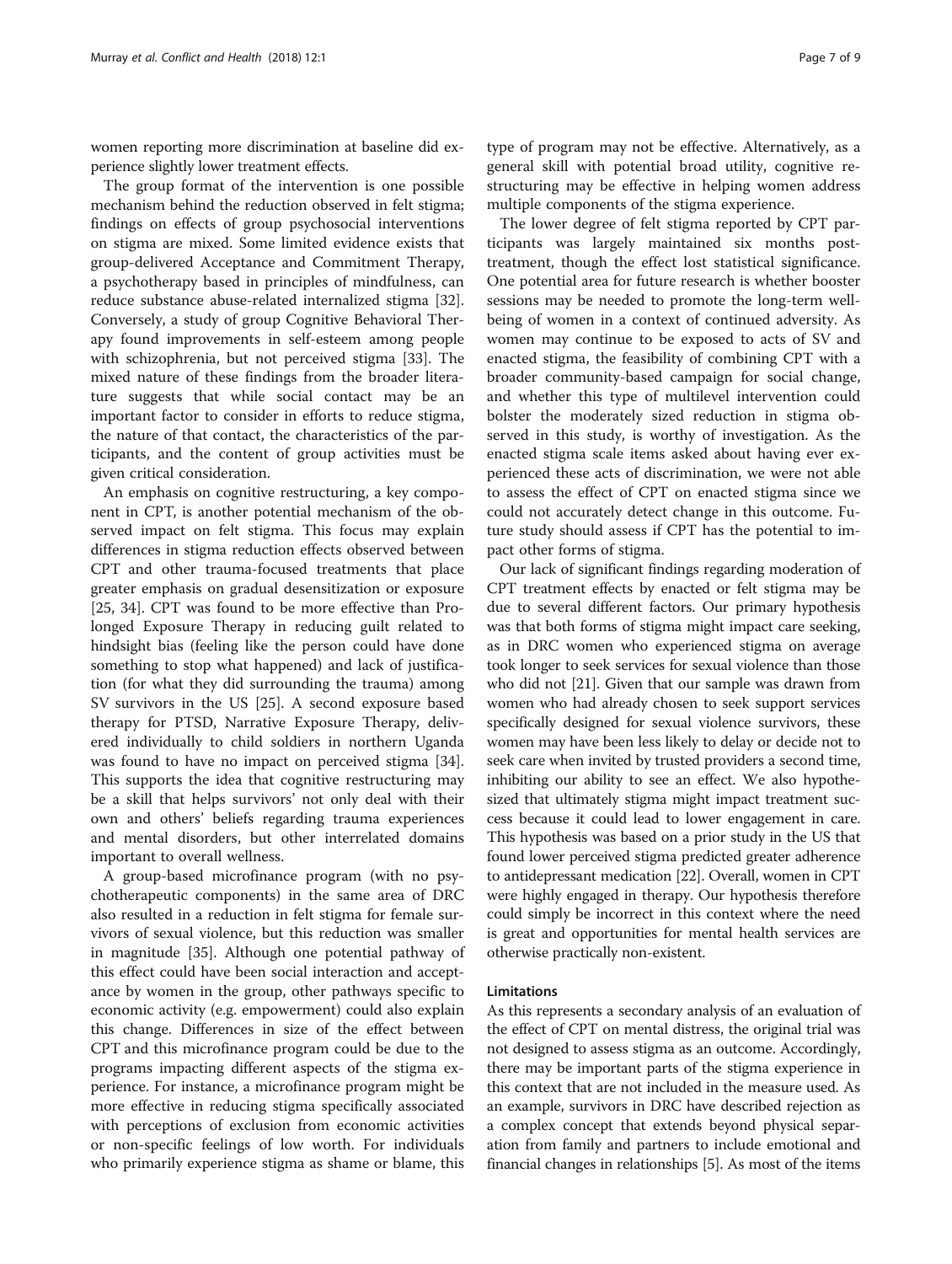women reporting more discrimination at baseline did experience slightly lower treatment effects.

The group format of the intervention is one possible mechanism behind the reduction observed in felt stigma; findings on effects of group psychosocial interventions on stigma are mixed. Some limited evidence exists that group-delivered Acceptance and Commitment Therapy, a psychotherapy based in principles of mindfulness, can reduce substance abuse-related internalized stigma [32]. Conversely, a study of group Cognitive Behavioral Therapy found improvements in self-esteem among people with schizophrenia, but not perceived stigma [33]. The mixed nature of these findings from the broader literature suggests that while social contact may be an important factor to consider in efforts to reduce stigma, the nature of that contact, the characteristics of the participants, and the content of group activities must be given critical consideration.

An emphasis on cognitive restructuring, a key component in CPT, is another potential mechanism of the observed impact on felt stigma. This focus may explain differences in stigma reduction effects observed between CPT and other trauma-focused treatments that place greater emphasis on gradual desensitization or exposure [25, 34]. CPT was found to be more effective than Prolonged Exposure Therapy in reducing guilt related to hindsight bias (feeling like the person could have done something to stop what happened) and lack of justification (for what they did surrounding the trauma) among SV survivors in the US [25]. A second exposure based therapy for PTSD, Narrative Exposure Therapy, delivered individually to child soldiers in northern Uganda was found to have no impact on perceived stigma [34]. This supports the idea that cognitive restructuring may be a skill that helps survivors' not only deal with their own and others' beliefs regarding trauma experiences and mental disorders, but other interrelated domains important to overall wellness.

A group-based microfinance program (with no psychotherapeutic components) in the same area of DRC also resulted in a reduction in felt stigma for female survivors of sexual violence, but this reduction was smaller in magnitude [35]. Although one potential pathway of this effect could have been social interaction and acceptance by women in the group, other pathways specific to economic activity (e.g. empowerment) could also explain this change. Differences in size of the effect between CPT and this microfinance program could be due to the programs impacting different aspects of the stigma experience. For instance, a microfinance program might be more effective in reducing stigma specifically associated with perceptions of exclusion from economic activities or non-specific feelings of low worth. For individuals who primarily experience stigma as shame or blame, this type of program may not be effective. Alternatively, as a general skill with potential broad utility, cognitive restructuring may be effective in helping women address multiple components of the stigma experience.

The lower degree of felt stigma reported by CPT participants was largely maintained six months post-treatment, though the effect lost statistical significance. One potential area for future research is whether booster sessions may be needed to promote the long-term well-being of women in a context of continued adversity. As women may continue to be exposed to acts of SV and enacted stigma, the feasibility of combining CPT with a broader community-based campaign for social change, and whether this type of multilevel intervention could bolster the moderately sized reduction in stigma observed in this study, is worthy of investigation. As the enacted stigma scale items asked about having ever experienced these acts of discrimination, we were not able to assess the effect of CPT on enacted stigma since we could not accurately detect change in this outcome. Future study should assess if CPT has the potential to impact other forms of stigma.

Our lack of significant findings regarding moderation of CPT treatment effects by enacted or felt stigma may be due to several different factors. Our primary hypothesis was that both forms of stigma might impact care seeking, as in DRC women who experienced stigma on average took longer to seek services for sexual violence than those who did not [21]. Given that our sample was drawn from women who had already chosen to seek support services specifically designed for sexual violence survivors, these women may have been less likely to delay or decide not to seek care when invited by trusted providers a second time, inhibiting our ability to see an effect. We also hypothesized that ultimately stigma might impact treatment success because it could lead to lower engagement in care. This hypothesis was based on a prior study in the US that found lower perceived stigma predicted greater adherence to antidepressant medication [22]. Overall, women in CPT were highly engaged in therapy. Our hypothesis therefore could simply be incorrect in this context where the need is great and opportunities for mental health services are otherwise practically non-existent.

### Limitations

As this represents a secondary analysis of an evaluation of the effect of CPT on mental distress, the original trial was not designed to assess stigma as an outcome. Accordingly, there may be important parts of the stigma experience in this context that are not included in the measure used. As an example, survivors in DRC have described rejection as a complex concept that extends beyond physical separation from family and partners to include emotional and financial changes in relationships [5]. As most of the items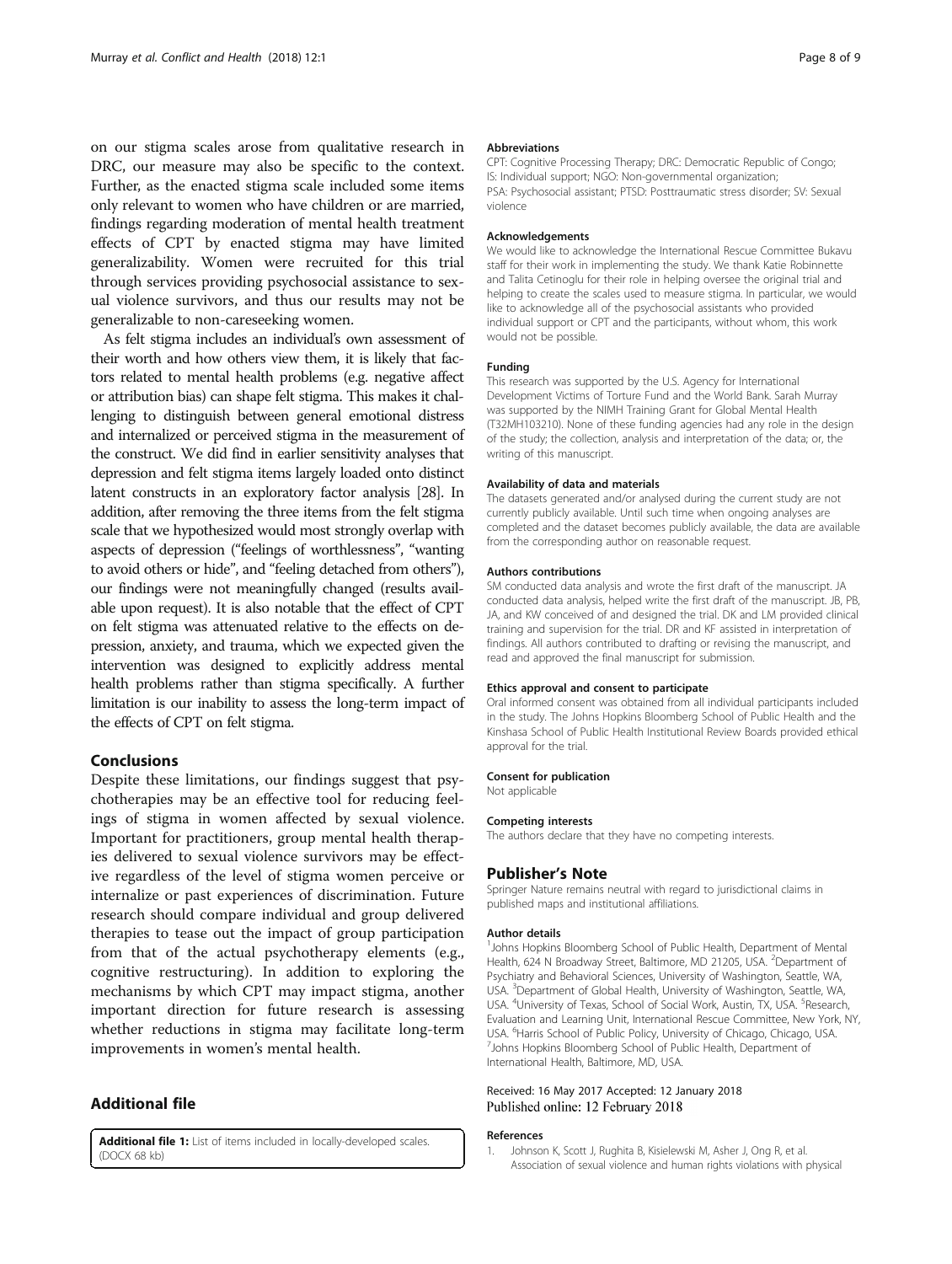on our stigma scales arose from qualitative research in DRC, our measure may also be specific to the context. Further, as the enacted stigma scale included some items only relevant to women who have children or are married, findings regarding moderation of mental health treatment effects of CPT by enacted stigma may have limited generalizability. Women were recruited for this trial through services providing psychosocial assistance to sexual violence survivors, and thus our results may not be generalizable to non-careseeking women.

As felt stigma includes an individual's own assessment of their worth and how others view them, it is likely that factors related to mental health problems (e.g. negative affect or attribution bias) can shape felt stigma. This makes it challenging to distinguish between general emotional distress and internalized or perceived stigma in the measurement of the construct. We did find in earlier sensitivity analyses that depression and felt stigma items largely loaded onto distinct latent constructs in an exploratory factor analysis [28]. In addition, after removing the three items from the felt stigma scale that we hypothesized would most strongly overlap with aspects of depression ("feelings of worthlessness", "wanting to avoid others or hide", and "feeling detached from others"), our findings were not meaningfully changed (results available upon request). It is also notable that the effect of CPT on felt stigma was attenuated relative to the effects on depression, anxiety, and trauma, which we expected given the intervention was designed to explicitly address mental health problems rather than stigma specifically. A further limitation is our inability to assess the long-term impact of the effects of CPT on felt stigma.

## Conclusions

Despite these limitations, our findings suggest that psychotherapies may be an effective tool for reducing feelings of stigma in women affected by sexual violence. Important for practitioners, group mental health therapies delivered to sexual violence survivors may be effective regardless of the level of stigma women perceive or internalize or past experiences of discrimination. Future research should compare individual and group delivered therapies to tease out the impact of group participation from that of the actual psychotherapy elements (e.g., cognitive restructuring). In addition to exploring the mechanisms by which CPT may impact stigma, another important direction for future research is assessing whether reductions in stigma may facilitate long-term improvements in women's mental health.

## Additional file

**Additional file 1:** List of items included in locally-developed scales. (DOCX 68 kb)

#### Abbreviations

CPT: Cognitive Processing Therapy; DRC: Democratic Republic of Congo; IS: Individual support; NGO: Non-governmental organization; PSA: Psychosocial assistant; PTSD: Posttraumatic stress disorder; SV: Sexual violence

#### Acknowledgements

We would like to acknowledge the International Rescue Committee Bukavu staff for their work in implementing the study. We thank Katie Robinnette and Talita Cetinoglu for their role in helping oversee the original trial and helping to create the scales used to measure stigma. In particular, we would like to acknowledge all of the psychosocial assistants who provided individual support or CPT and the participants, without whom, this work would not be possible.

#### Funding

This research was supported by the U.S. Agency for International Development Victims of Torture Fund and the World Bank. Sarah Murray was supported by the NIMH Training Grant for Global Mental Health (T32MH103210). None of these funding agencies had any role in the design of the study; the collection, analysis and interpretation of the data; or, the writing of this manuscript.

#### Availability of data and materials

The datasets generated and/or analysed during the current study are not currently publicly available. Until such time when ongoing analyses are completed and the dataset becomes publicly available, the data are available from the corresponding author on reasonable request.

#### Authors contributions

SM conducted data analysis and wrote the first draft of the manuscript. JA conducted data analysis, helped write the first draft of the manuscript. JB, PB, JA, and KW conceived of and designed the trial. DK and LM provided clinical training and supervision for the trial. DR and KF assisted in interpretation of findings. All authors contributed to drafting or revising the manuscript, and read and approved the final manuscript for submission.

#### Ethics approval and consent to participate

Oral informed consent was obtained from all individual participants included in the study. The Johns Hopkins Bloomberg School of Public Health and the Kinshasa School of Public Health Institutional Review Boards provided ethical approval for the trial.

#### Consent for publication

Not applicable

#### Competing interests

The authors declare that they have no competing interests.

## Publisher's Note

Springer Nature remains neutral with regard to jurisdictional claims in published maps and institutional affiliations.

#### Author details

[1]Johns Hopkins Bloomberg School of Public Health, Department of Mental Health, 624 N Broadway Street, Baltimore, MD 21205, USA. [2]Department of Psychiatry and Behavioral Sciences, University of Washington, Seattle, WA, USA. [3]Department of Global Health, University of Washington, Seattle, WA, USA. [4]University of Texas, School of Social Work, Austin, TX, USA. [5]Research, Evaluation and Learning Unit, International Rescue Committee, New York, NY, USA. [6]Harris School of Public Policy, University of Chicago, Chicago, USA. [7]Johns Hopkins Bloomberg School of Public Health, Department of International Health, Baltimore, MD, USA.

Received: 16 May 2017 Accepted: 12 January 2018
Published online: 12 February 2018

#### References

1. Johnson K, Scott J, Rughita B, Kisielewski M, Asher J, Ong R, et al. Association of sexual violence and human rights violations with physical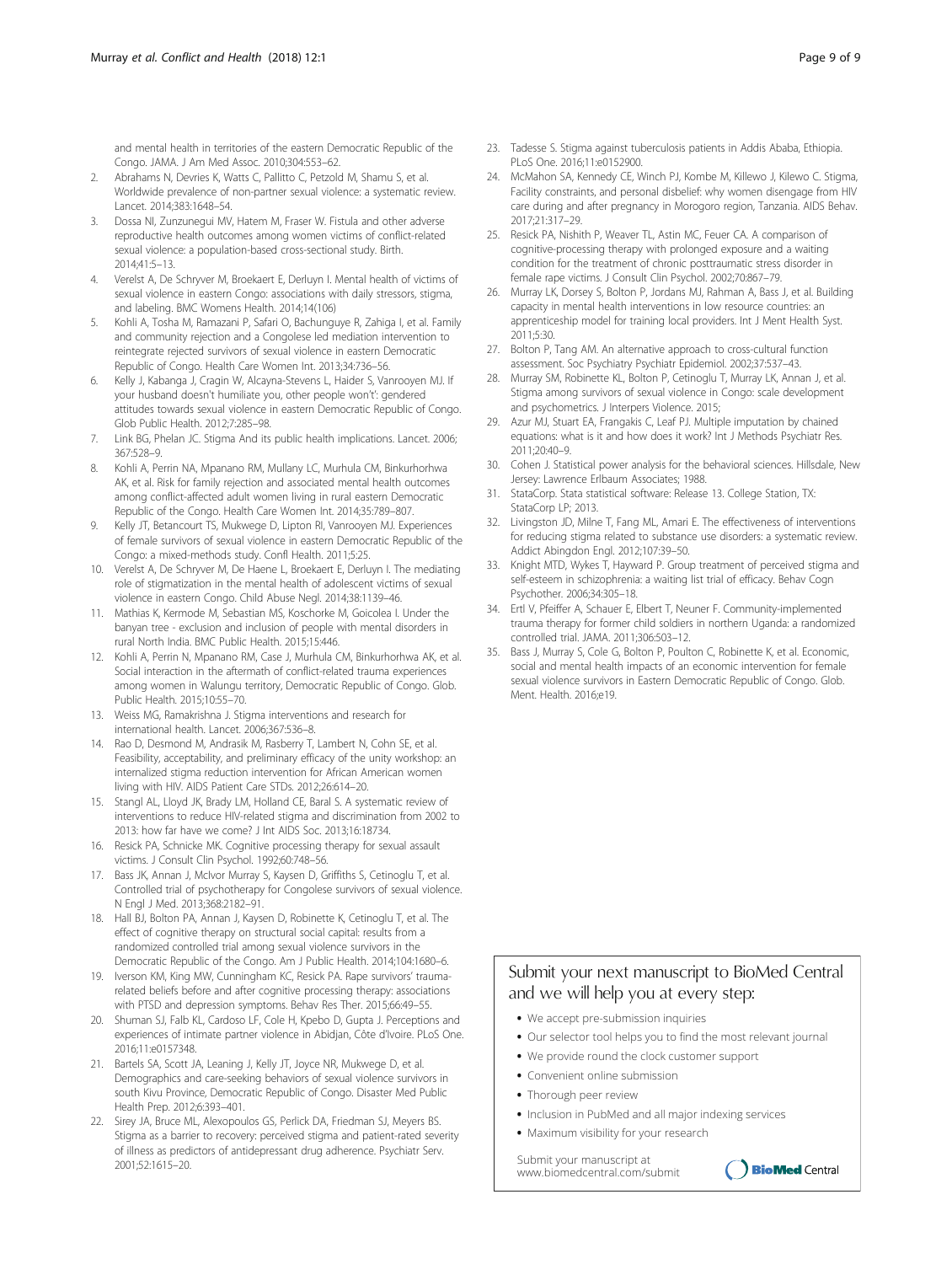and mental health in territories of the eastern Democratic Republic of the Congo. JAMA. J Am Med Assoc. 2010;304:553–62.

2. Abrahams N, Devries K, Watts C, Pallitto C, Petzold M, Shamu S, et al. Worldwide prevalence of non-partner sexual violence: a systematic review. Lancet. 2014;383:1648–54.
3. Dossa NI, Zunzunegui MV, Hatem M, Fraser W. Fistula and other adverse reproductive health outcomes among women victims of conflict-related sexual violence: a population-based cross-sectional study. Birth. 2014;41:5–13.
4. Verelst A, De Schryver M, Broekaert E, Derluyn I. Mental health of victims of sexual violence in eastern Congo: associations with daily stressors, stigma, and labeling. BMC Womens Health. 2014;14(106)
5. Kohli A, Tosha M, Ramazani P, Safari O, Bachunguye R, Zahiga I, et al. Family and community rejection and a Congolese led mediation intervention to reintegrate rejected survivors of sexual violence in eastern Democratic Republic of Congo. Health Care Women Int. 2013;34:736–56.
6. Kelly J, Kabanga J, Cragin W, Alcayna-Stevens L, Haider S, Vanrooyen MJ. If your husband doesn't humiliate you, other people won't': gendered attitudes towards sexual violence in eastern Democratic Republic of Congo. Glob Public Health. 2012;7:285–98.
7. Link BG, Phelan JC. Stigma And its public health implications. Lancet. 2006; 367:528–9.
8. Kohli A, Perrin NA, Mpanano RM, Mullany LC, Murhula CM, Binkurhorhwa AK, et al. Risk for family rejection and associated mental health outcomes among conflict-affected adult women living in rural eastern Democratic Republic of the Congo. Health Care Women Int. 2014;35:789–807.
9. Kelly JT, Betancourt TS, Mukwege D, Lipton RI, Vanrooyen MJ. Experiences of female survivors of sexual violence in eastern Democratic Republic of the Congo: a mixed-methods study. Confl Health. 2011;5:25.
10. Verelst A, De Schryver M, De Haene L, Broekaert E, Derluyn I. The mediating role of stigmatization in the mental health of adolescent victims of sexual violence in eastern Congo. Child Abuse Negl. 2014;38:1139–46.
11. Mathias K, Kermode M, Sebastian MS, Koschorke M, Goicolea I. Under the banyan tree - exclusion and inclusion of people with mental disorders in rural North India. BMC Public Health. 2015;15:446.
12. Kohli A, Perrin N, Mpanano RM, Case J, Murhula CM, Binkurhorhwa AK, et al. Social interaction in the aftermath of conflict-related trauma experiences among women in Walungu territory, Democratic Republic of Congo. Glob. Public Health. 2015;10:55–70.
13. Weiss MG, Ramakrishna J. Stigma interventions and research for international health. Lancet. 2006;367:536–8.
14. Rao D, Desmond M, Andrasik M, Rasberry T, Lambert N, Cohn SE, et al. Feasibility, acceptability, and preliminary efficacy of the unity workshop: an internalized stigma reduction intervention for African American women living with HIV. AIDS Patient Care STDs. 2012;26:614–20.
15. Stangl AL, Lloyd JK, Brady LM, Holland CE, Baral S. A systematic review of interventions to reduce HIV-related stigma and discrimination from 2002 to 2013: how far have we come? J Int AIDS Soc. 2013;16:18734.
16. Resick PA, Schnicke MK. Cognitive processing therapy for sexual assault victims. J Consult Clin Psychol. 1992;60:748–56.
17. Bass JK, Annan J, McIvor Murray S, Kaysen D, Griffiths S, Cetinoglu T, et al. Controlled trial of psychotherapy for Congolese survivors of sexual violence. N Engl J Med. 2013;368:2182–91.
18. Hall BJ, Bolton PA, Annan J, Kaysen D, Robinette K, Cetinoglu T, et al. The effect of cognitive therapy on structural social capital: results from a randomized controlled trial among sexual violence survivors in the Democratic Republic of the Congo. Am J Public Health. 2014;104:1680–6.
19. Iverson KM, King MW, Cunningham KC, Resick PA. Rape survivors' trauma-related beliefs before and after cognitive processing therapy: associations with PTSD and depression symptoms. Behav Res Ther. 2015;66:49–55.
20. Shuman SJ, Falb KL, Cardoso LF, Cole H, Kpebo D, Gupta J. Perceptions and experiences of intimate partner violence in Abidjan, Côte d'Ivoire. PLoS One. 2016;11:e0157348.
21. Bartels SA, Scott JA, Leaning J, Kelly JT, Joyce NR, Mukwege D, et al. Demographics and care-seeking behaviors of sexual violence survivors in south Kivu Province, Democratic Republic of Congo. Disaster Med Public Health Prep. 2012;6:393–401.
22. Sirey JA, Bruce ML, Alexopoulos GS, Perlick DA, Friedman SJ, Meyers BS. Stigma as a barrier to recovery: perceived stigma and patient-rated severity of illness as predictors of antidepressant drug adherence. Psychiatr Serv. 2001;52:1615–20.
23. Tadesse S. Stigma against tuberculosis patients in Addis Ababa, Ethiopia. PLoS One. 2016;11:e0152900.
24. McMahon SA, Kennedy CE, Winch PJ, Kombe M, Killewo J, Kilewo C. Stigma, Facility constraints, and personal disbelief: why women disengage from HIV care during and after pregnancy in Morogoro region, Tanzania. AIDS Behav. 2017;21:317–29.
25. Resick PA, Nishith P, Weaver TL, Astin MC, Feuer CA. A comparison of cognitive-processing therapy with prolonged exposure and a waiting condition for the treatment of chronic posttraumatic stress disorder in female rape victims. J Consult Clin Psychol. 2002;70:867–79.
26. Murray LK, Dorsey S, Bolton P, Jordans MJ, Rahman A, Bass J, et al. Building capacity in mental health interventions in low resource countries: an apprenticeship model for training local providers. Int J Ment Health Syst. 2011;5:30.
27. Bolton P, Tang AM. An alternative approach to cross-cultural function assessment. Soc Psychiatry Psychiatr Epidemiol. 2002;37:537–43.
28. Murray SM, Robinette KL, Bolton P, Cetinoglu T, Murray LK, Annan J, et al. Stigma among survivors of sexual violence in Congo: scale development and psychometrics. J Interpers Violence. 2015;
29. Azur MJ, Stuart EA, Frangakis C, Leaf PJ. Multiple imputation by chained equations: what is it and how does it work? Int J Methods Psychiatr Res. 2011;20:40–9.
30. Cohen J. Statistical power analysis for the behavioral sciences. Hillsdale, New Jersey: Lawrence Erlbaum Associates; 1988.
31. StataCorp. Stata statistical software: Release 13. College Station, TX: StataCorp LP; 2013.
32. Livingston JD, Milne T, Fang ML, Amari E. The effectiveness of interventions for reducing stigma related to substance use disorders: a systematic review. Addict Abingdon Engl. 2012;107:39–50.
33. Knight MTD, Wykes T, Hayward P. Group treatment of perceived stigma and self-esteem in schizophrenia: a waiting list trial of efficacy. Behav Cogn Psychother. 2006;34:305–18.
34. Ertl V, Pfeiffer A, Schauer E, Elbert T, Neuner F. Community-implemented trauma therapy for former child soldiers in northern Uganda: a randomized controlled trial. JAMA. 2011;306:503–12.
35. Bass J, Murray S, Cole G, Bolton P, Poulton C, Robinette K, et al. Economic, social and mental health impacts of an economic intervention for female sexual violence survivors in Eastern Democratic Republic of Congo. Glob. Ment. Health. 2016;e19.

Submit your next manuscript to BioMed Central and we will help you at every step:

- We accept pre-submission inquiries
- Our selector tool helps you to find the most relevant journal
- We provide round the clock customer support
- Convenient online submission
- Thorough peer review
- Inclusion in PubMed and all major indexing services
- Maximum visibility for your research

Submit your manuscript at
www.biomedcentral.com/submit

BioMed Central